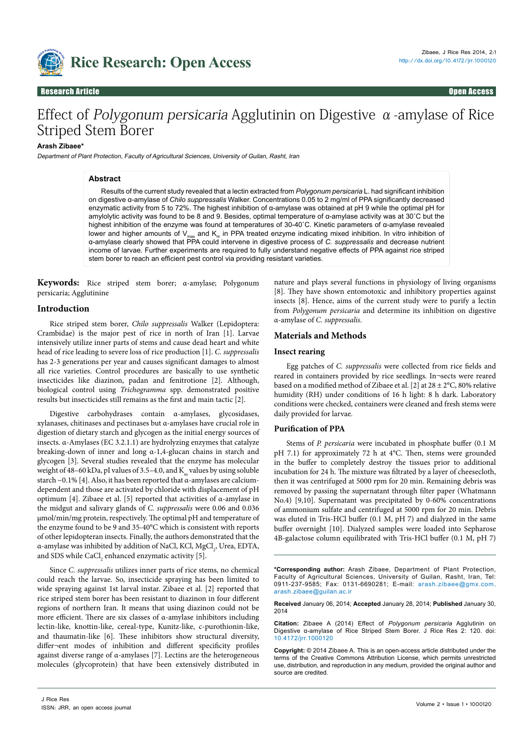Research Article | Open Access

# Effect of *Polygonum persicaria* Agglutinin on Digestive α-amylase of Rice Striped Stem Borer

**Arash Zibaee***

*Department of Plant Protection, Faculty of Agricultural Sciences, University of Guilan, Rasht, Iran*

## Abstract

Results of the current study revealed that a lectin extracted from *Polygonum persicaria* L. had significant inhibition on digestive α-amylase of *Chilo suppressalis* Walker. Concentrations 0.05 to 2 mg/ml of PPA significantly decreased enzymatic activity from 5 to 72%. The highest inhibition of α-amylase was obtained at pH 9 while the optimal pH for amylolytic activity was found to be 8 and 9. Besides, optimal temperature of α-amylase activity was at 30°C but the highest inhibition of the enzyme was found at temperatures of 30-40°C. Kinetic parameters of α-amylase revealed lower and higher amounts of $V_{max}$ and $K_m$ in PPA treated enzyme indicating mixed inhibition. In vitro inhibition of α-amylase clearly showed that PPA could intervene in digestive process of *C. suppressalis* and decrease nutrient income of larvae. Further experiments are required to fully understand negative effects of PPA against rice striped stem borer to reach an efficient pest control via providing resistant varieties.

**Keywords:** Rice striped stem borer; α-amylase; Polygonum persicaria; Agglutinine

## Introduction

Rice striped stem borer, *Chilo suppressalis* Walker (Lepidoptera: Crambidae) is the major pest of rice in north of Iran [1]. Larvae intensively utilize inner parts of stems and cause dead heart and white head of rice leading to severe loss of rice production [1]. *C. suppressalis* has 2-3 generations per year and causes significant damages to almost all rice varieties. Control procedures are basically to use synthetic insecticides like diazinon, padan and fenitrotione [2]. Although, biological control using *Trichogramma* spp. demonstrated positive results but insecticides still remains as the first and main tactic [2].

Digestive carbohydrases contain α-amylases, glycosidases, xylanases, chitinases and pectinases but α-amylases have crucial role in digestion of dietary starch and glycogen as the initial energy sources of insects. α-Amylases (EC 3.2.1.1) are hydrolyzing enzymes that catalyze breaking-down of inner and long α-1,4-glucan chains in starch and glycogen [3]. Several studies revealed that the enzyme has molecular weight of 48–60 kDa, pI values of 3.5–4.0, and $K_m$ values by using soluble starch ~0.1% [4]. Also, it has been reported that α-amylases are calcium-dependent and those are activated by chloride with displacement of pH optimum [4]. Zibaee et al. [5] reported that activities of α-amylase in the midgut and salivary glands of *C. suppressalis* were 0.06 and 0.036 μmol/min/mg protein, respectively. The optimal pH and temperature of the enzyme found to be 9 and 35-40°C which is consistent with reports of other lepidopteran insects. Finally, the authors demonstrated that the α-amylase was inhibited by addition of NaCl, KCl, $MgCl_2$, Urea, EDTA, and SDS while $CaCl_2$ enhanced enzymatic activity [5].

Since *C. suppressalis* utilizes inner parts of rice stems, no chemical could reach the larvae. So, insecticide spraying has been limited to wide spraying against 1st larval instar. Zibaee et al. [2] reported that rice striped stem borer has been resistant to diazinon in four different regions of northern Iran. It means that using diazinon could not be more efficient. There are six classes of α-amylase inhibitors including lectin-like, knottin-like, cereal-type, Kunitz-like, c-purothionin-like, and thaumatin-like [6]. These inhibitors show structural diversity, differ¬ent modes of inhibition and different specificity profiles against diverse range of α-amylases [7]. Lectins are the heterogeneous molecules (glycoprotein) that have been extensively distributed in nature and plays several functions in physiology of living organisms [8]. They have shown entomotoxic and inhibitory properties against insects [8]. Hence, aims of the current study were to purify a lectin from *Polygonum persicaria* and determine its inhibition on digestive α-amylase of *C. suppressalis*.

## Materials and Methods

### Insect rearing

Egg patches of *C. suppressalis* were collected from rice fields and reared in containers provided by rice seedlings. In¬sects were reared based on a modified method of Zibaee et al. [2] at 28 ± 2°C, 80% relative humidity (RH) under conditions of 16 h light: 8 h dark. Laboratory conditions were checked, containers were cleaned and fresh stems were daily provided for larvae.

### Purification of PPA

Stems of *P. persicaria* were incubated in phosphate buffer (0.1 M pH 7.1) for approximately 72 h at 4°C. Then, stems were grounded in the buffer to completely destroy the tissues prior to additional incubation for 24 h. The mixture was filtrated by a layer of cheesecloth, then it was centrifuged at 5000 rpm for 20 min. Remaining debris was removed by passing the supernatant through filter paper (Whatmann No.4) [9,10]. Supernatant was precipitated by 0-60% concentrations of ammonium sulfate and centrifuged at 5000 rpm for 20 min. Debris was eluted in Tris-HCl buffer (0.1 M, pH 7) and dialyzed in the same buffer overnight [10]. Dialyzed samples were loaded into Sepharose 4B-galactose column equilibrated with Tris-HCl buffer (0.1 M, pH 7)

---

***Corresponding author:** Arash Zibaee, Department of Plant Protection, Faculty of Agricultural Sciences, University of Guilan, Rasht, Iran, Tel: 0911-237-9585; Fax: 0131-6690281; E-mail: arash.zibaee@gmx.com, arash.zibaee@guilan.ac.ir

**Received** January 06, 2014; **Accepted** January 28, 2014; **Published** January 30, 2014

**Citation:** Zibaee A (2014) Effect of *Polygonum persicaria* Agglutinin on Digestive α-amylase of Rice Striped Stem Borer. J Rice Res 2: 120. doi: 10.4172/jrr.1000120

**Copyright:** © 2014 Zibaee A. This is an open-access article distributed under the terms of the Creative Commons Attribution License, which permits unrestricted use, distribution, and reproduction in any medium, provided the original author and source are credited.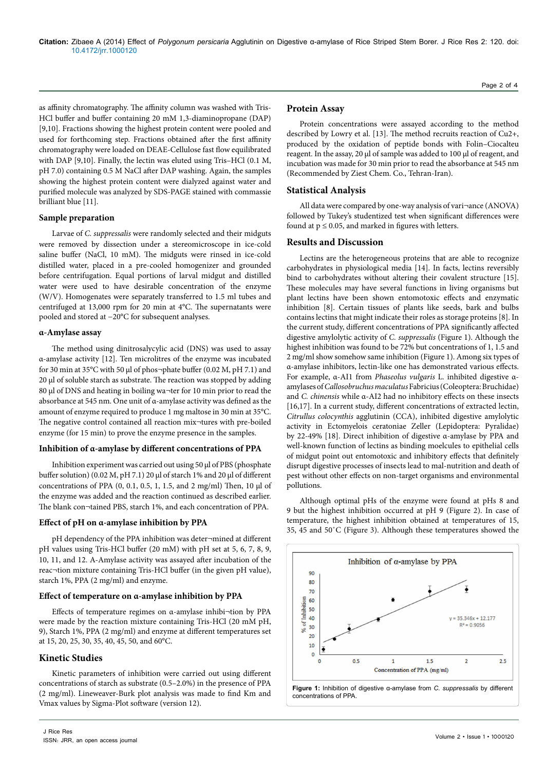as affinity chromatography. The affinity column was washed with Tris-HCl buffer and buffer containing 20 mM 1,3-diaminopropane (DAP) [9,10]. Fractions showing the highest protein content were pooled and used for forthcoming step. Fractions obtained after the first affinity chromatography were loaded on DEAE-Cellulose fast flow equilibrated with DAP [9,10]. Finally, the lectin was eluted using Tris–HCl (0.1 M, pH 7.0) containing 0.5 M NaCl after DAP washing. Again, the samples showing the highest protein content were dialyzed against water and purified molecule was analyzed by SDS-PAGE stained with commassie brilliant blue [11].

### Sample preparation

Larvae of *C. suppressalis* were randomly selected and their midguts were removed by dissection under a stereomicroscope in ice-cold saline buffer (NaCl, 10 mM). The midguts were rinsed in ice-cold distilled water, placed in a pre-cooled homogenizer and grounded before centrifugation. Equal portions of larval midgut and distilled water were used to have desirable concentration of the enzyme (W/V). Homogenates were separately transferred to 1.5 ml tubes and centrifuged at 13,000 rpm for 20 min at 4°C. The supernatants were pooled and stored at −20°C for subsequent analyses.

### α-Amylase assay

The method using dinitrosalycylic acid (DNS) was used to assay α-amylase activity [12]. Ten microlitres of the enzyme was incubated for 30 min at 35°C with 50 µl of phos¬phate buffer (0.02 M, pH 7.1) and 20 µl of soluble starch as substrate. The reaction was stopped by adding 80 µl of DNS and heating in boiling wa¬ter for 10 min prior to read the absorbance at 545 nm. One unit of α-amylase activity was defined as the amount of enzyme required to produce 1 mg maltose in 30 min at 35°C. The negative control contained all reaction mix¬tures with pre-boiled enzyme (for 15 min) to prove the enzyme presence in the samples.

### Inhibition of α-amylase by different concentrations of PPA

Inhibition experiment was carried out using 50 µl of PBS (phosphate buffer solution) (0.02 M, pH 7.1) 20 µl of starch 1% and 20 µl of different concentrations of PPA (0, 0.1, 0.5, 1, 1.5, and 2 mg/ml) Then, 10 µl of the enzyme was added and the reaction continued as described earlier. The blank con¬tained PBS, starch 1%, and each concentration of PPA.

### Effect of pH on α-amylase inhibition by PPA

pH dependency of the PPA inhibition was deter¬mined at different pH values using Tris-HCl buffer (20 mM) with pH set at 5, 6, 7, 8, 9, 10, 11, and 12. A-Amylase activity was assayed after incubation of the reac¬tion mixture containing Tris-HCl buffer (in the given pH value), starch 1%, PPA (2 mg/ml) and enzyme.

### Effect of temperature on α-amylase inhibition by PPA

Effects of temperature regimes on α-amylase inhibi¬tion by PPA were made by the reaction mixture containing Tris-HCl (20 mM pH, 9), Starch 1%, PPA (2 mg/ml) and enzyme at different temperatures set at 15, 20, 25, 30, 35, 40, 45, 50, and 60°C.

## Kinetic Studies

Kinetic parameters of inhibition were carried out using different concentrations of starch as substrate (0.5–2.0%) in the presence of PPA (2 mg/ml). Lineweaver-Burk plot analysis was made to find Km and Vmax values by Sigma-Plot software (version 12).

## Protein Assay

Protein concentrations were assayed according to the method described by Lowry et al. [13]. The method recruits reaction of $Cu^{2+}$, produced by the oxidation of peptide bonds with Folin–Ciocalteu reagent. In the assay, 20 µl of sample was added to 100 µl of reagent, and incubation was made for 30 min prior to read the absorbance at 545 nm (Recommended by Ziest Chem. Co., Tehran-Iran).

## Statistical Analysis

All data were compared by one-way analysis of vari¬ance (ANOVA) followed by Tukey's studentized test when significant differences were found at $p \leq 0.05$, and marked in figures with letters.

## Results and Discussion

Lectins are the heterogeneous proteins that are able to recognize carbohydrates in physiological media [14]. In facts, lectins reversibly bind to carbohydrates without altering their covalent structure [15]. These molecules may have several functions in living organisms but plant lectins have been shown entomotoxic effects and enzymatic inhibition [8]. Certain tissues of plants like seeds, bark and bulbs contains lectins that might indicate their roles as storage proteins [8]. In the current study, different concentrations of PPA significantly affected digestive amylolytic activity of *C. suppressalis* (Figure 1). Although the highest inhibition was found to be 72% but concentrations of 1, 1.5 and 2 mg/ml show somehow same inhibition (Figure 1). Among six types of α-amylase inhibitors, lectin-like one has demonstrated various effects. For example, α-AI1 from *Phaseolus vulgaris* L. inhibited digestive α-amylases of *Callosobruchus maculatus* Fabricius (Coleoptera: Bruchidae) and *C. chinensis* while α-AI2 had no inhibitory effects on these insects [16,17]. In a current study, different concentrations of extracted lectin, *Citrullus colocynthis* agglutinin (CCA), inhibited digestive amylolytic activity in Ectomyelois ceratoniae Zeller (Lepidoptera: Pyralidae) by 22-49% [18]. Direct inhibition of digestive α-amylase by PPA and well-known function of lectins as binding moelcules to epithelial cells of midgut point out entomotoxic and inhibitory effects that definitely disrupt digestive processes of insects lead to mal-nutrition and death of pest without other effects on non-target organisms and environmental pollutions.

Although optimal pHs of the enzyme were found at pHs 8 and 9 but the highest inhibition occurred at pH 9 (Figure 2). In case of temperature, the highest inhibition obtained at temperatures of 15, 35, 45 and 50˚C (Figure 3). Although these temperatures showed the

**Figure 1:** Inhibition of digestive α-amylase from *C. suppressalis* by different concentrations of PPA.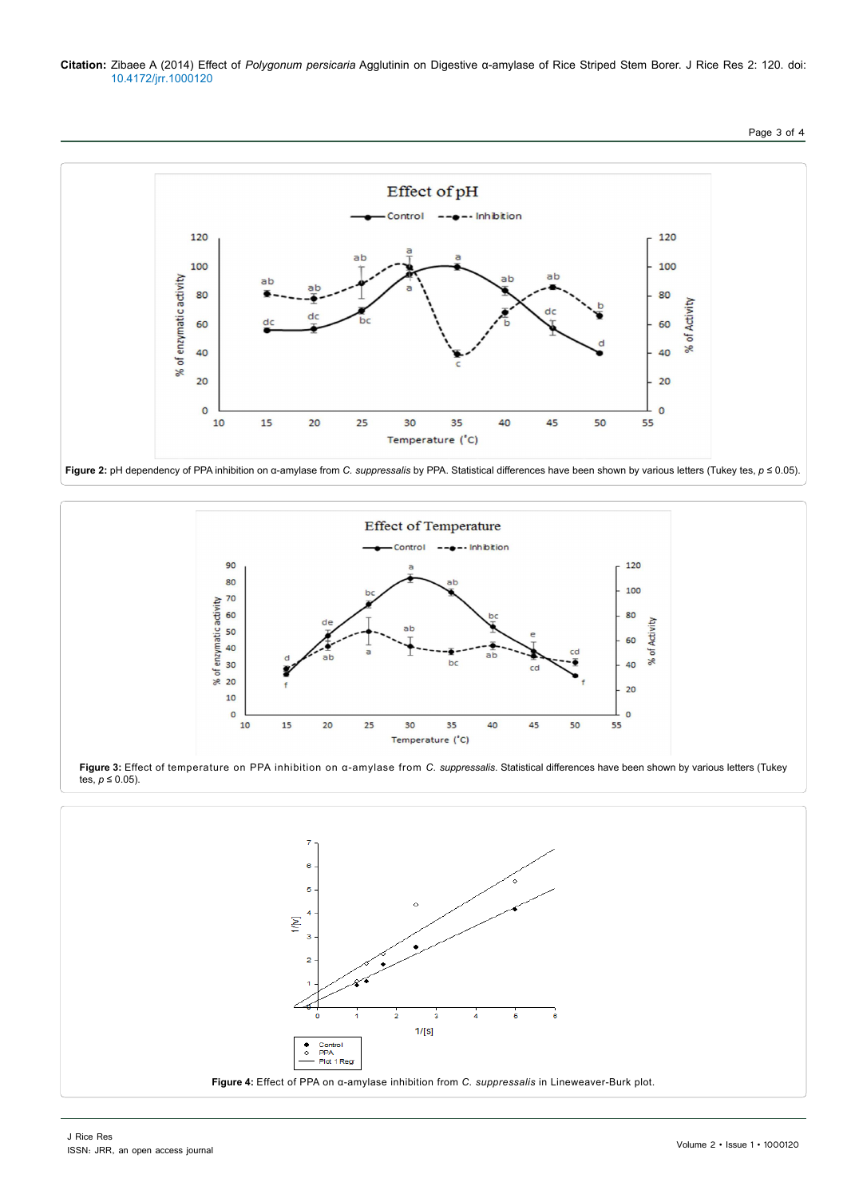**Figure 2:** pH dependency of PPA inhibition on α-amylase from *C. suppressalis* by PPA. Statistical differences have been shown by various letters (Tukey tes, $p \leq 0.05$).

**Figure 3:** Effect of temperature on PPA inhibition on α-amylase from *C. suppressalis*. Statistical differences have been shown by various letters (Tukey tes, $p \leq 0.05$).

**Figure 4:** Effect of PPA on α-amylase inhibition from *C. suppressalis* in Lineweaver-Burk plot.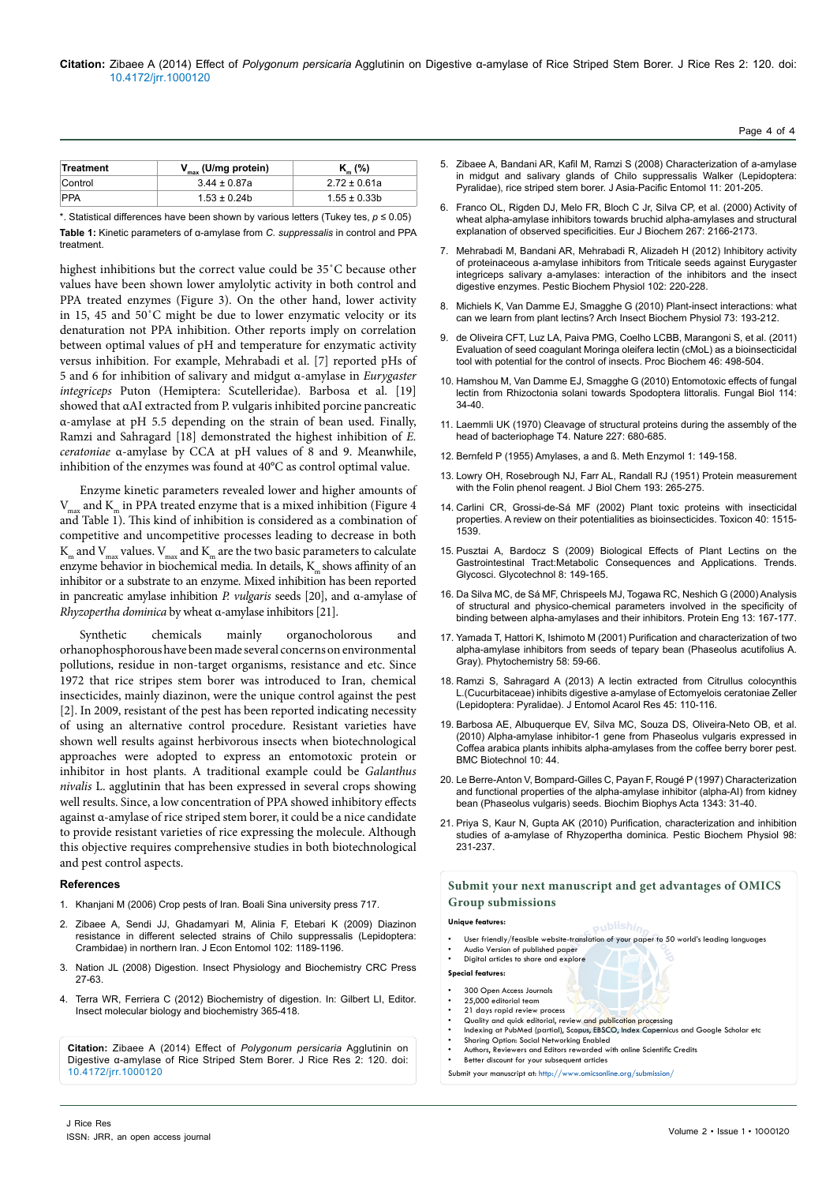| Treatment | $V_{max}$ (U/mg protein) | $K_m$ (%) |
|---|---|---|
| Control | 3.44 ± 0.87a | 2.72 ± 0.61a |
| PPA | 1.53 ± 0.24b | 1.55 ± 0.33b |

*. Statistical differences have been shown by various letters (Tukey tes, $p \leq 0.05$)

**Table 1:** Kinetic parameters of α-amylase from *C. suppressalis* in control and PPA treatment.

highest inhibitions but the correct value could be 35˚C because other values have been shown lower amylolytic activity in both control and PPA treated enzymes (Figure 3). On the other hand, lower activity in 15, 45 and 50˚C might be due to lower enzymatic velocity or its denaturation not PPA inhibition. Other reports imply on correlation between optimal values of pH and temperature for enzymatic activity versus inhibition. For example, Mehrabadi et al. [7] reported pHs of 5 and 6 for inhibition of salivary and midgut α-amylase in *Eurygaster integriceps* Puton (Hemiptera: Scutelleridae). Barbosa et al. [19] showed that αAI extracted from P. vulgaris inhibited porcine pancreatic α-amylase at pH 5.5 depending on the strain of bean used. Finally, Ramzi and Sahragard [18] demonstrated the highest inhibition of *E. ceratoniae* α-amylase by CCA at pH values of 8 and 9. Meanwhile, inhibition of the enzymes was found at 40°C as control optimal value.

Enzyme kinetic parameters revealed lower and higher amounts of $V_{max}$ and $K_m$ in PPA treated enzyme that is a mixed inhibition (Figure 4 and Table 1). This kind of inhibition is considered as a combination of competitive and uncompetitive processes leading to decrease in both $K_m$ and $V_{max}$ values. $V_{max}$ and $K_m$ are the two basic parameters to calculate enzyme behavior in biochemical media. In details, $K_m$ shows affinity of an inhibitor or a substrate to an enzyme. Mixed inhibition has been reported in pancreatic amylase inhibition *P. vulgaris* seeds [20], and α-amylase of *Rhyzopertha dominica* by wheat α-amylase inhibitors [21].

Synthetic chemicals mainly organocholorous and orhanophosphorous have been made several concerns on environmental pollutions, residue in non-target organisms, resistance and etc. Since 1972 that rice stripes stem borer was introduced to Iran, chemical insecticides, mainly diazinon, were the unique control against the pest [2]. In 2009, resistant of the pest has been reported indicating necessity of using an alternative control procedure. Resistant varieties have shown well results against herbivorous insects when biotechnological approaches were adopted to express an entomotoxic protein or inhibitor in host plants. A traditional example could be *Galanthus nivalis* L. agglutinin that has been expressed in several crops showing well results. Since, a low concentration of PPA showed inhibitory effects against α-amylase of rice striped stem borer, it could be a nice candidate to provide resistant varieties of rice expressing the molecule. Although this objective requires comprehensive studies in both biotechnological and pest control aspects.

## References

1. Khanjani M (2006) Crop pests of Iran. Boali Sina university press 717.
2. Zibaee A, Sendi JJ, Ghadamyari M, Alinia F, Etebari K (2009) Diazinon resistance in different selected strains of Chilo suppressalis (Lepidoptera: Crambidae) in northern Iran. J Econ Entomol 102: 1189-1196.
3. Nation JL (2008) Digestion. Insect Physiology and Biochemistry CRC Press 27-63.
4. Terra WR, Ferriera C (2012) Biochemistry of digestion. In: Gilbert LI, Editor. Insect molecular biology and biochemistry 365-418.
5. Zibaee A, Bandani AR, Kafil M, Ramzi S (2008) Characterization of a-amylase in midgut and salivary glands of Chilo suppressalis Walker (Lepidoptera: Pyralidae), rice striped stem borer. J Asia-Pacific Entomol 11: 201-205.
6. Franco OL, Rigden DJ, Melo FR, Bloch C Jr, Silva CP, et al. (2000) Activity of wheat alpha-amylase inhibitors towards bruchid alpha-amylases and structural explanation of observed specificities. Eur J Biochem 267: 2166-2173.
7. Mehrabadi M, Bandani AR, Mehrabadi R, Alizadeh H (2012) Inhibitory activity of proteinaceous a-amylase inhibitors from Triticale seeds against Eurygaster integriceps salivary a-amylases: interaction of the inhibitors and the insect digestive enzymes. Pestic Biochem Physiol 102: 220-228.
8. Michiels K, Van Damme EJ, Smagghe G (2010) Plant-insect interactions: what can we learn from plant lectins? Arch Insect Biochem Physiol 73: 193-212.
9. de Oliveira CFT, Luz LA, Paiva PMG, Coelho LCBB, Marangoni S, et al. (2011) Evaluation of seed coagulant Moringa oleifera lectin (cMoL) as a bioinsecticidal tool with potential for the control of insects. Proc Biochem 46: 498-504.
10. Hamshou M, Van Damme EJ, Smagghe G (2010) Entomotoxic effects of fungal lectin from Rhizoctonia solani towards Spodoptera littoralis. Fungal Biol 114: 34-40.
11. Laemmli UK (1970) Cleavage of structural proteins during the assembly of the head of bacteriophage T4. Nature 227: 680-685.
12. Bernfeld P (1955) Amylases, a and ß. Meth Enzymol 1: 149-158.
13. Lowry OH, Rosebrough NJ, Farr AL, Randall RJ (1951) Protein measurement with the Folin phenol reagent. J Biol Chem 193: 265-275.
14. Carlini CR, Grossi-de-Sá MF (2002) Plant toxic proteins with insecticidal properties. A review on their potentialities as bioinsecticides. Toxicon 40: 1515-1539.
15. Pusztai A, Bardocz S (2009) Biological Effects of Plant Lectins on the Gastrointestinal Tract:Metabolic Consequences and Applications. Trends. Glycosci. Glycotechnol 8: 149-165.
16. Da Silva MC, de Sá MF, Chrispeels MJ, Togawa RC, Neshich G (2000) Analysis of structural and physico-chemical parameters involved in the specificity of binding between alpha-amylases and their inhibitors. Protein Eng 13: 167-177.
17. Yamada T, Hattori K, Ishimoto M (2001) Purification and characterization of two alpha-amylase inhibitors from seeds of tepary bean (Phaseolus acutifolius A. Gray). Phytochemistry 58: 59-66.
18. Ramzi S, Sahragard A (2013) A lectin extracted from Citrullus colocynthis L.(Cucurbitaceae) inhibits digestive a-amylase of Ectomyelois ceratoniae Zeller (Lepidoptera: Pyralidae). J Entomol Acarol Res 45: 110-116.
19. Barbosa AE, Albuquerque EV, Silva MC, Souza DS, Oliveira-Neto OB, et al. (2010) Alpha-amylase inhibitor-1 gene from Phaseolus vulgaris expressed in Coffea arabica plants inhibits alpha-amylases from the coffee berry borer pest. BMC Biotechnol 10: 44.
20. Le Berre-Anton V, Bompard-Gilles C, Payan F, Rougé P (1997) Characterization and functional properties of the alpha-amylase inhibitor (alpha-AI) from kidney bean (Phaseolus vulgaris) seeds. Biochim Biophys Acta 1343: 31-40.
21. Priya S, Kaur N, Gupta AK (2010) Purification, characterization and inhibition studies of a-amylase of Rhyzopertha dominica. Pestic Biochem Physiol 98: 231-237.

**Citation:** Zibaee A (2014) Effect of *Polygonum persicaria* Agglutinin on Digestive α-amylase of Rice Striped Stem Borer. J Rice Res 2: 120. doi: 10.4172/jrr.1000120

**Submit your next manuscript and get advantages of OMICS Group submissions**

**Unique features:**

- User friendly/feasible website-translation of your paper to 50 world's leading languages
- Audio Version of published paper
- Digital articles to share and explore

**Special features:**

- 300 Open Access Journals
- 25,000 editorial team
- 21 days rapid review process
- Quality and quick editorial, review and publication processing
- Indexing at PubMed (partial), Scopus, EBSCO, Index Copernicus and Google Scholar etc
- Sharing Option: Social Networking Enabled
- Authors, Reviewers and Editors rewarded with online Scientific Credits
- Better discount for your subsequent articles

Submit your manuscript at: http://www.omicsonline.org/submission/